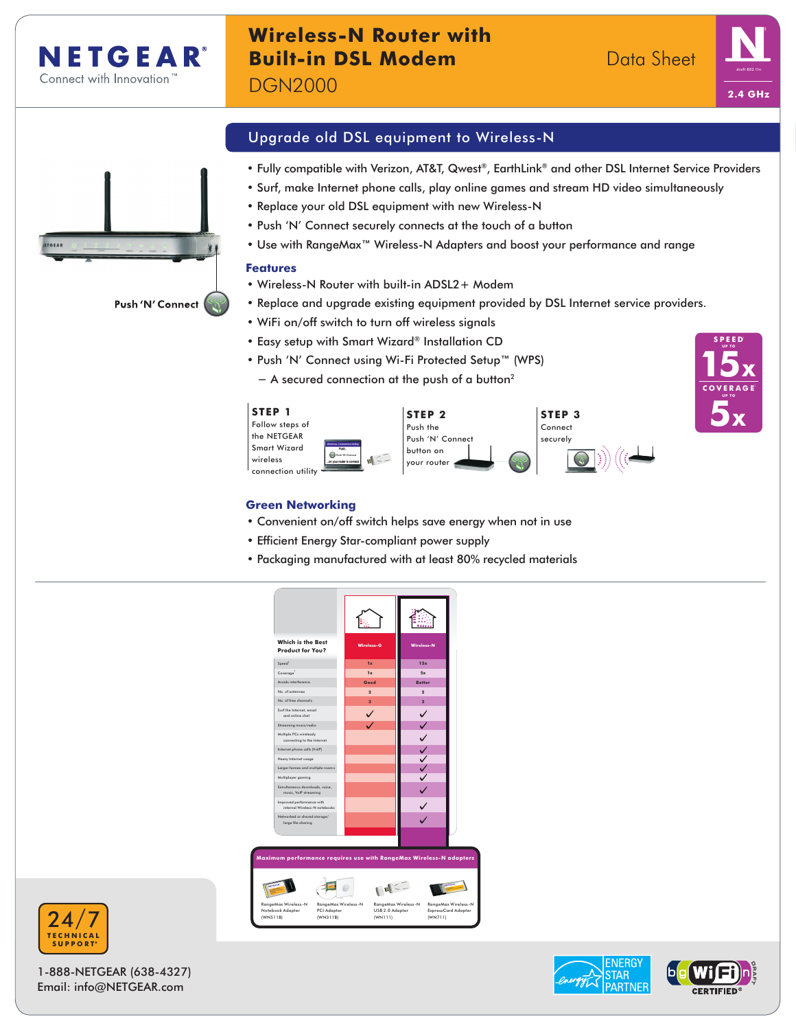# Wireless-N Router with Built-in DSL Modem

DGN2000

Data Sheet

NETGEAR Connect with Innovation™

N draft 802.11n 2.4 GHz

## Upgrade old DSL equipment to Wireless-N

- Fully compatible with Verizon, AT&T, Qwest®, EarthLink® and other DSL Internet Service Providers
- Surf, make Internet phone calls, play online games and stream HD video simultaneously
- Replace your old DSL equipment with new Wireless-N
- Push 'N' Connect securely connects at the touch of a button
- Use with RangeMax™ Wireless-N Adapters and boost your performance and range

Push 'N' Connect

### Features

- Wireless-N Router with built-in ADSL2+ Modem
- Replace and upgrade existing equipment provided by DSL Internet service providers.
- WiFi on/off switch to turn off wireless signals
- Easy setup with Smart Wizard® Installation CD
- Push 'N' Connect using Wi-Fi Protected Setup™ (WPS)
  - A secured connection at the push of a button[2]

SPEED UP TO 15x
COVERAGE UP TO 5x

**STEP 1** Follow steps of the NETGEAR Smart Wizard wireless connection utility

**STEP 2** Push the Push 'N' Connect button on your router

**STEP 3** Connect securely

### Green Networking

- Convenient on/off switch helps save energy when not in use
- Efficient Energy Star-compliant power supply
- Packaging manufactured with at least 80% recycled materials

| Which is the Best Product for You? | Wireless-G | Wireless-N |
|---|---|---|
| Speed[1] | 1x | 15x |
| Coverage[1] | 1x | 5x |
| Avoids interference | Good | Better |
| No. of antennas | 2 | 2 |
| No. of free channels | 3 | 3 |
| Surf the Internet, email and online chat | ✓ | ✓ |
| Streaming music/radio | ✓ | ✓ |
| Multiple PCs wirelessly connecting to the Internet | | ✓ |
| Internet phone calls (VoIP) | | ✓ |
| Heavy Internet usage | | ✓ |
| Larger homes and multiple rooms | | ✓ |
| Multiplayer gaming | | ✓ |
| Simultaneous downloads, voice, music, VoIP streaming | | ✓ |
| Improved performance with internal Wireless-N notebooks | | ✓ |
| Networked or shared storage/ large file sharing | | ✓ |

**Maximum performance requires use with RangeMax Wireless-N adapters**

- RangeMax Wireless-N Notebook Adapter (WN511B)
- RangeMax Wireless-N PCI Adapter (WN311B)
- RangeMax Wireless-N USB 2.0 Adapter (WN111)
- RangeMax Wireless-N ExpressCard Adapter (WN711)

24/7 TECHNICAL SUPPORT*

1-888-NETGEAR (638-4327)
Email: info@NETGEAR.com

ENERGY STAR PARTNER

Wi-Fi CERTIFIED® DRAFT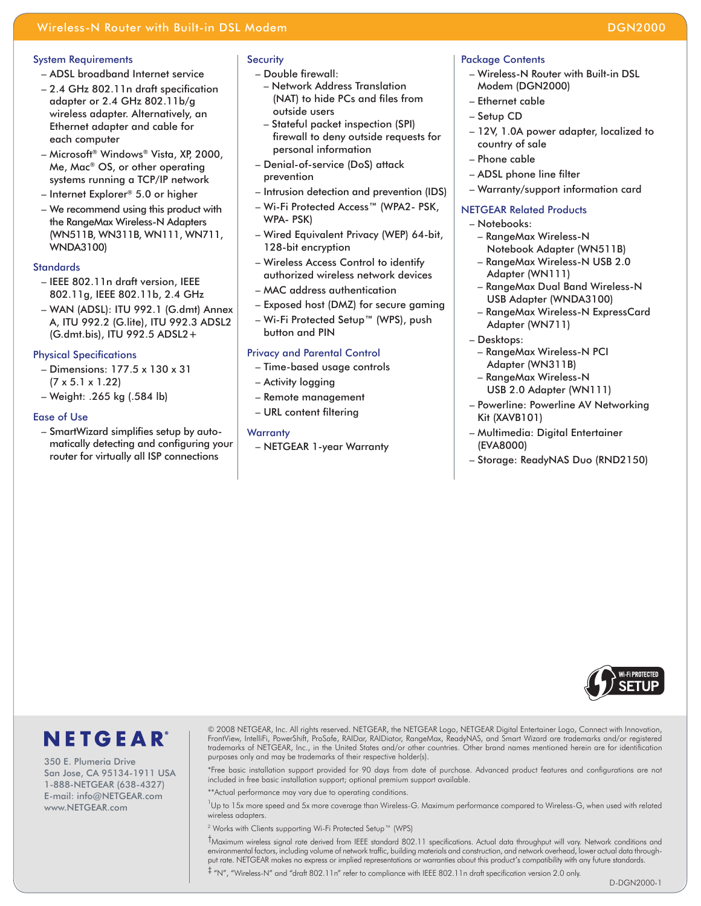## System Requirements

- ADSL broadband Internet service
- 2.4 GHz 802.11n draft specification adapter or 2.4 GHz 802.11b/g wireless adapter. Alternatively, an Ethernet adapter and cable for each computer
- Microsoft® Windows® Vista, XP, 2000, Me, Mac® OS, or other operating systems running a TCP/IP network
- Internet Explorer® 5.0 or higher
- We recommend using this product with the RangeMax Wireless-N Adapters (WN511B, WN311B, WN111, WN711, WNDA3100)

## Standards

- IEEE 802.11n draft version, IEEE 802.11g, IEEE 802.11b, 2.4 GHz
- WAN (ADSL): ITU 992.1 (G.dmt) Annex A, ITU 992.2 (G.lite), ITU 992.3 ADSL2 (G.dmt.bis), ITU 992.5 ADSL2+

## Physical Specifications

- Dimensions: 177.5 x 130 x 31 (7 x 5.1 x 1.22)
- Weight: .265 kg (.584 lb)

## Ease of Use

- SmartWizard simplifies setup by automatically detecting and configuring your router for virtually all ISP connections

## Security

- Double firewall:
  - Network Address Translation (NAT) to hide PCs and files from outside users
  - Stateful packet inspection (SPI) firewall to deny outside requests for personal information
- Denial-of-service (DoS) attack prevention
- Intrusion detection and prevention (IDS)
- Wi-Fi Protected Access™ (WPA2- PSK, WPA- PSK)
- Wired Equivalent Privacy (WEP) 64-bit, 128-bit encryption
- Wireless Access Control to identify authorized wireless network devices
- MAC address authentication
- Exposed host (DMZ) for secure gaming
- Wi-Fi Protected Setup™ (WPS), push button and PIN

## Privacy and Parental Control

- Time-based usage controls
- Activity logging
- Remote management
- URL content filtering

## Warranty

- NETGEAR 1-year Warranty

## Package Contents

- Wireless-N Router with Built-in DSL Modem (DGN2000)
- Ethernet cable
- Setup CD
- 12V, 1.0A power adapter, localized to country of sale
- Phone cable
- ADSL phone line filter
- Warranty/support information card

## NETGEAR Related Products

- Notebooks:
  - RangeMax Wireless-N Notebook Adapter (WN511B)
  - RangeMax Wireless-N USB 2.0 Adapter (WN111)
  - RangeMax Dual Band Wireless-N USB Adapter (WNDA3100)
  - RangeMax Wireless-N ExpressCard Adapter (WN711)
- Desktops:
  - RangeMax Wireless-N PCI Adapter (WN311B)
  - RangeMax Wireless-N USB 2.0 Adapter (WN111)
- Powerline: Powerline AV Networking Kit (XAVB101)
- Multimedia: Digital Entertainer (EVA8000)
- Storage: ReadyNAS Duo (RND2150)

Wi-Fi PROTECTED SETUP

**NETGEAR®**

350 E. Plumeria Drive
San Jose, CA 95134-1911 USA
1-888-NETGEAR (638-4327)
E-mail: info@NETGEAR.com
www.NETGEAR.com

© 2008 NETGEAR, Inc. All rights reserved. NETGEAR, the NETGEAR Logo, NETGEAR Digital Entertainer Logo, Connect with Innovation, FrontView, IntelliFi, PowerShift, ProSafe, RAIDar, RAIDiator, RangeMax, ReadyNAS, and Smart Wizard are trademarks and/or registered trademarks of NETGEAR, Inc., in the United States and/or other countries. Other brand names mentioned herein are for identification purposes only and may be trademarks of their respective holder(s).

*Free basic installation support provided for 90 days from date of purchase. Advanced product features and configurations are not included in free basic installation support; optional premium support available.

**Actual performance may vary due to operating conditions.

[1] Up to 15x more speed and 5x more coverage than Wireless-G. Maximum performance compared to Wireless-G, when used with related wireless adapters.

[2] Works with Clients supporting Wi-Fi Protected Setup™ (WPS)

† Maximum wireless signal rate derived from IEEE standard 802.11 specifications. Actual data throughput will vary. Network conditions and environmental factors, including volume of network traffic, building materials and construction, and network overhead, lower actual data throughput rate. NETGEAR makes no express or implied representations or warranties about this product's compatibility with any future standards.

‡ "N", "Wireless-N" and "draft 802.11n" refer to compliance with IEEE 802.11n draft specification version 2.0 only.

D-DGN2000-1